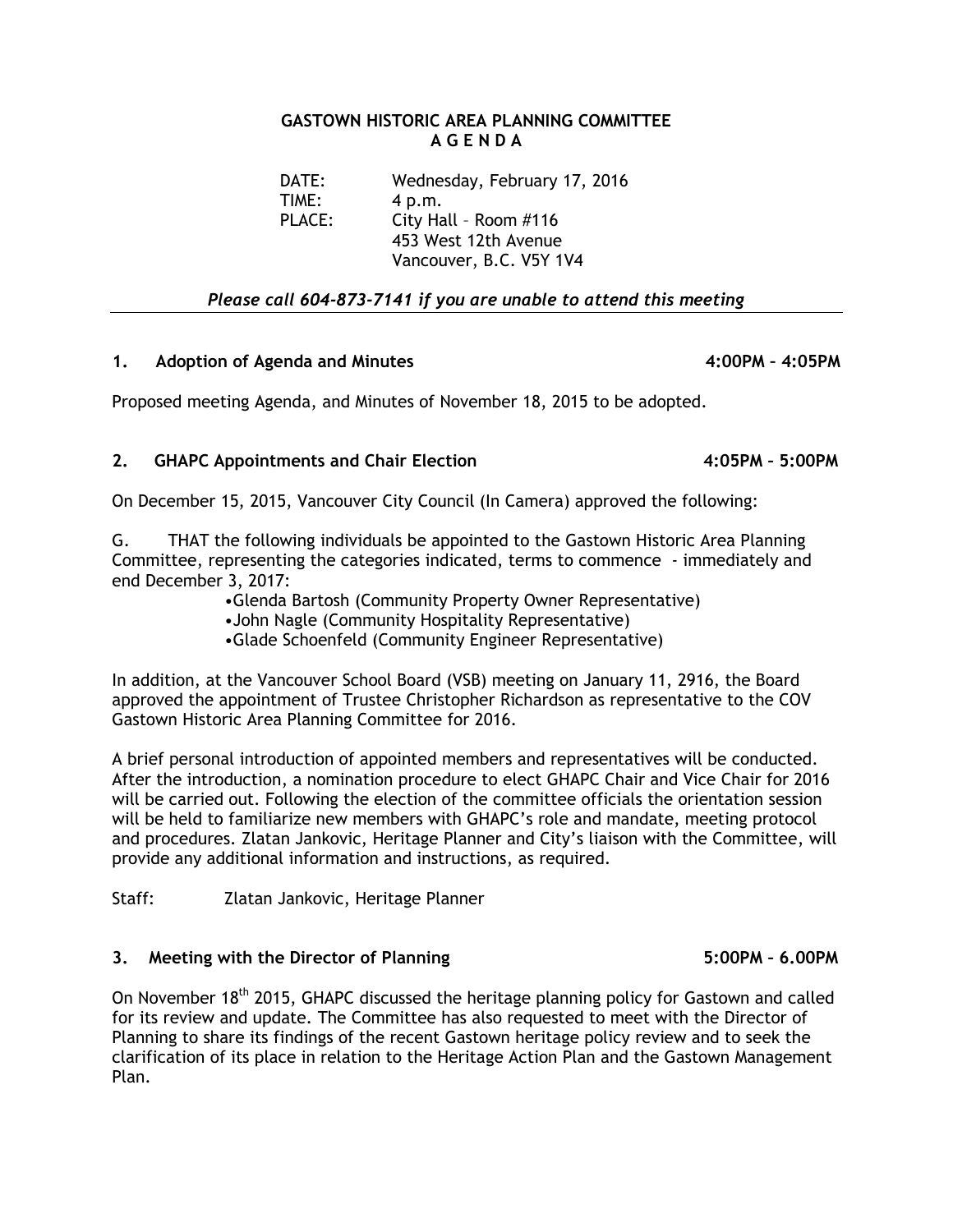# GASTOWN HISTORIC AREA PLANNING COMMITTEE
## A G E N D A

DATE: Wednesday, February 17, 2016
TIME: 4 p.m.
PLACE: City Hall – Room #116
453 West 12th Avenue
Vancouver, B.C. V5Y 1V4

*Please call 604-873-7141 if you are unable to attend this meeting*

---

### 1. Adoption of Agenda and Minutes 4:00PM – 4:05PM

Proposed meeting Agenda, and Minutes of November 18, 2015 to be adopted.

### 2. GHAPC Appointments and Chair Election 4:05PM – 5:00PM

On December 15, 2015, Vancouver City Council (In Camera) approved the following:

G. THAT the following individuals be appointed to the Gastown Historic Area Planning Committee, representing the categories indicated, terms to commence - immediately and end December 3, 2017:

- Glenda Bartosh (Community Property Owner Representative)
- John Nagle (Community Hospitality Representative)
- Glade Schoenfeld (Community Engineer Representative)

In addition, at the Vancouver School Board (VSB) meeting on January 11, 2916, the Board approved the appointment of Trustee Christopher Richardson as representative to the COV Gastown Historic Area Planning Committee for 2016.

A brief personal introduction of appointed members and representatives will be conducted. After the introduction, a nomination procedure to elect GHAPC Chair and Vice Chair for 2016 will be carried out. Following the election of the committee officials the orientation session will be held to familiarize new members with GHAPC's role and mandate, meeting protocol and procedures. Zlatan Jankovic, Heritage Planner and City's liaison with the Committee, will provide any additional information and instructions, as required.

Staff: Zlatan Jankovic, Heritage Planner

### 3. Meeting with the Director of Planning 5:00PM – 6.00PM

On November 18th 2015, GHAPC discussed the heritage planning policy for Gastown and called for its review and update. The Committee has also requested to meet with the Director of Planning to share its findings of the recent Gastown heritage policy review and to seek the clarification of its place in relation to the Heritage Action Plan and the Gastown Management Plan.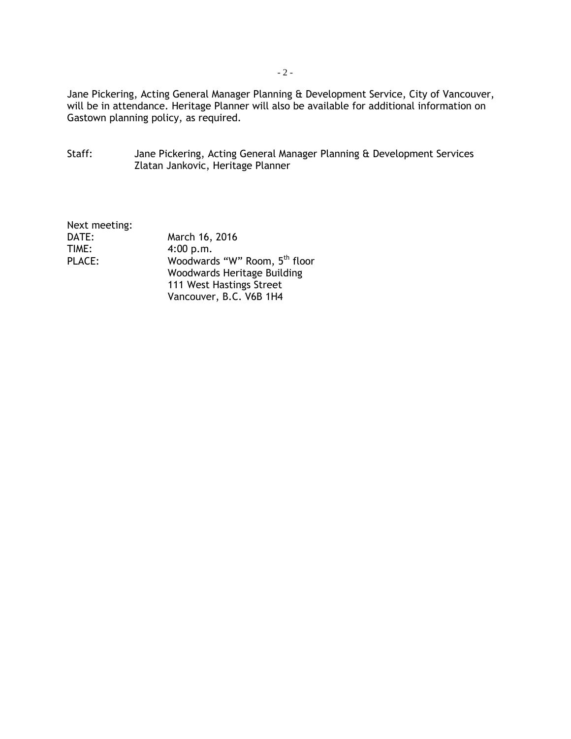Jane Pickering, Acting General Manager Planning & Development Service, City of Vancouver, will be in attendance. Heritage Planner will also be available for additional information on Gastown planning policy, as required.

Staff: Jane Pickering, Acting General Manager Planning & Development Services
Zlatan Jankovic, Heritage Planner

Next meeting:
DATE: March 16, 2016
TIME: 4:00 p.m.
PLACE: Woodwards "W" Room, 5th floor
Woodwards Heritage Building
111 West Hastings Street
Vancouver, B.C. V6B 1H4